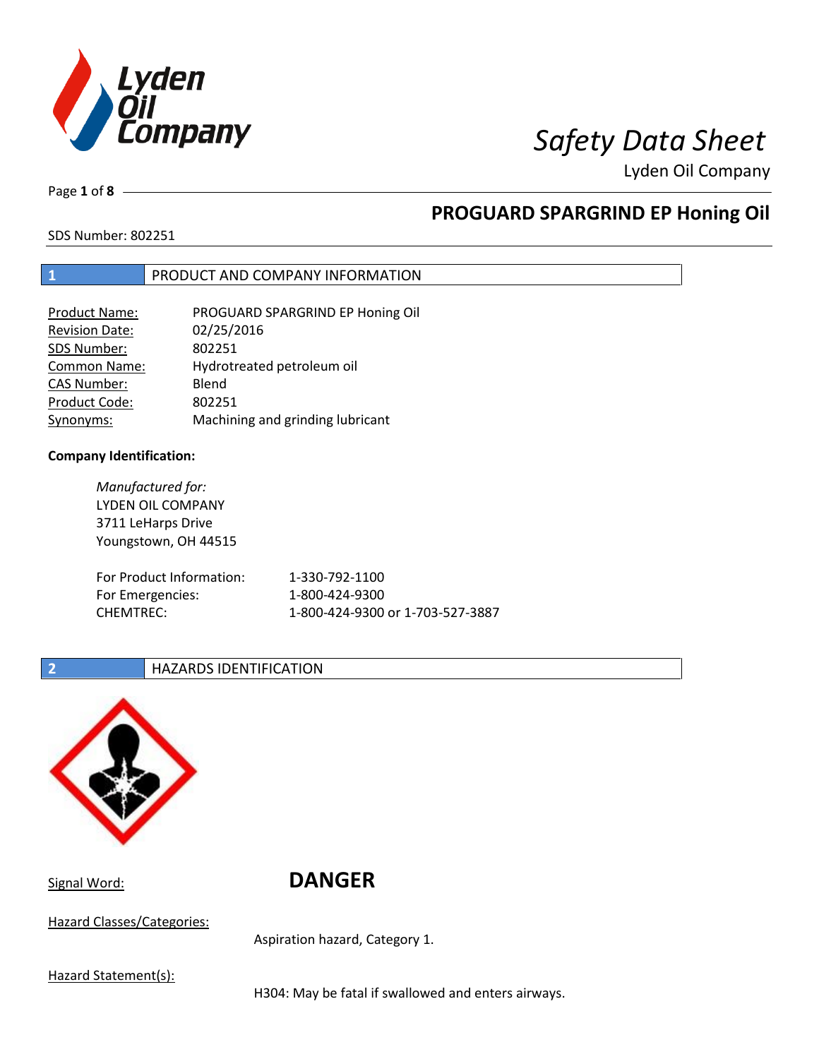# Safety Data Sheet

Lyden Oil Company

## PROGUARD SPARGRIND EP Honing Oil

SDS Number: 802251

## 1 PRODUCT AND COMPANY INFORMATION

| | |
|---|---|
| Product Name: | PROGUARD SPARGRIND EP Honing Oil |
| Revision Date: | 02/25/2016 |
| SDS Number: | 802251 |
| Common Name: | Hydrotreated petroleum oil |
| CAS Number: | Blend |
| Product Code: | 802251 |
| Synonyms: | Machining and grinding lubricant |

**Company Identification:**

*Manufactured for:*
LYDEN OIL COMPANY
3711 LeHarps Drive
Youngstown, OH 44515

| | |
|---|---|
| For Product Information: | 1-330-792-1100 |
| For Emergencies: | 1-800-424-9300 |
| CHEMTREC: | 1-800-424-9300 or 1-703-527-3887 |

## 2 HAZARDS IDENTIFICATION

Signal Word: **DANGER**

Hazard Classes/Categories:

Aspiration hazard, Category 1.

Hazard Statement(s):

H304: May be fatal if swallowed and enters airways.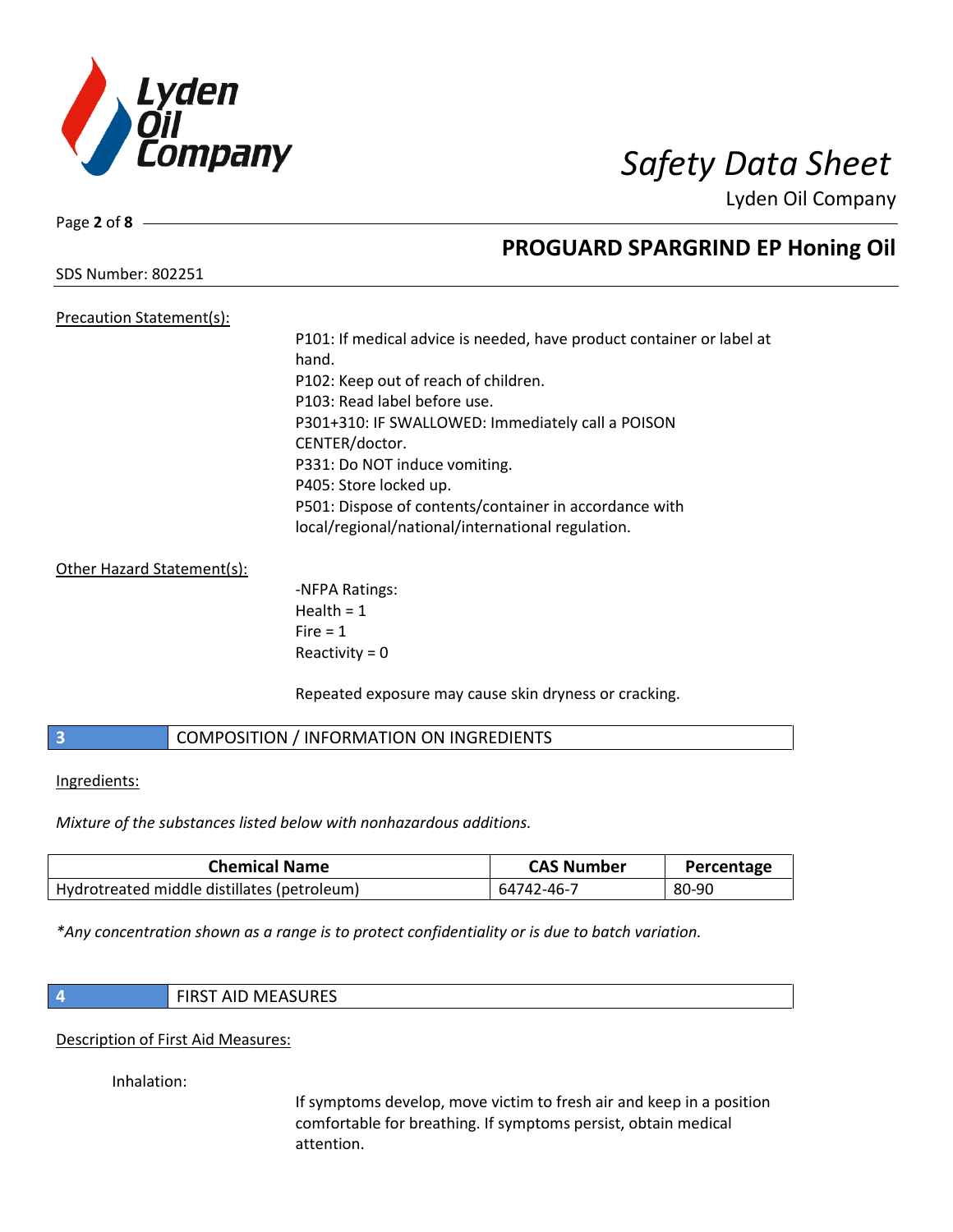Precation Statement(s):

P101: If medical advice is needed, have product container or label at hand.
P102: Keep out of reach of children.
P103: Read label before use.
P301+310: IF SWALLOWED: Immediately call a POISON CENTER/doctor.
P331: Do NOT induce vomiting.
P405: Store locked up.
P501: Dispose of contents/container in accordance with local/regional/national/international regulation.

Other Hazard Statement(s):

-NFPA Ratings:
Health = 1
Fire = 1
Reactivity = 0

Repeated exposure may cause skin dryness or cracking.

## 3 COMPOSITION / INFORMATION ON INGREDIENTS

Ingredients:

*Mixture of the substances listed below with nonhazardous additions.*

| Chemical Name | CAS Number | Percentage |
|---|---|---|
| Hydrotreated middle distillates (petroleum) | 64742-46-7 | 80-90 |

*\*Any concentration shown as a range is to protect confidentiality or is due to batch variation.*

## 4 FIRST AID MEASURES

Description of First Aid Measures:

Inhalation:

If symptoms develop, move victim to fresh air and keep in a position comfortable for breathing. If symptoms persist, obtain medical attention.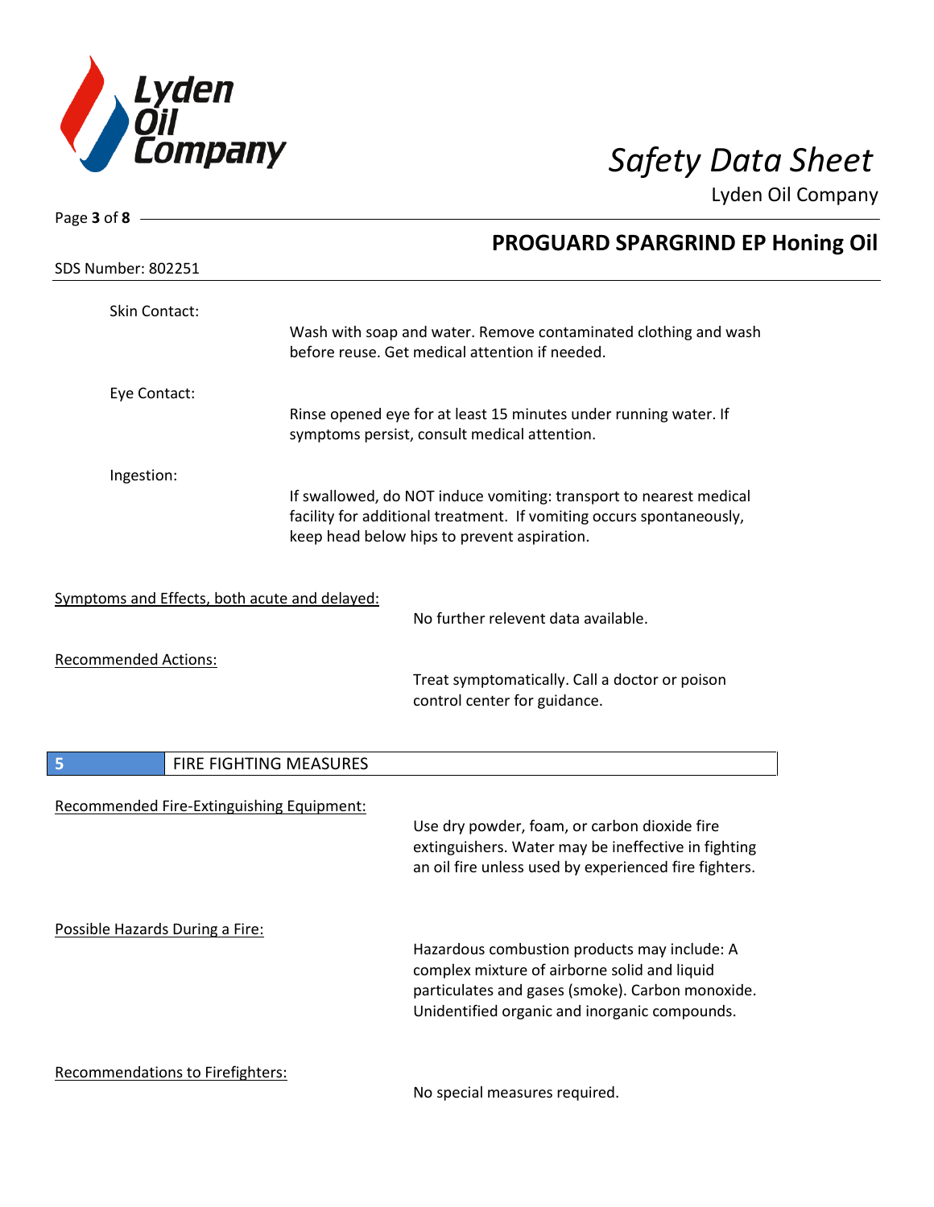Skin Contact:

Wash with soap and water. Remove contaminated clothing and wash before reuse. Get medical attention if needed.

Eye Contact:

Rinse opened eye for at least 15 minutes under running water. If symptoms persist, consult medical attention.

Ingestion:

If swallowed, do NOT induce vomiting: transport to nearest medical facility for additional treatment. If vomiting occurs spontaneously, keep head below hips to prevent aspiration.

Symptoms and Effects, both acute and delayed:

No further relevent data available.

Recommended Actions:

Treat symptomatically. Call a doctor or poison control center for guidance.

## 5 FIRE FIGHTING MEASURES

Recommended Fire-Extinguishing Equipment:

Use dry powder, foam, or carbon dioxide fire extinguishers. Water may be ineffective in fighting an oil fire unless used by experienced fire fighters.

Possible Hazards During a Fire:

Hazardous combustion products may include: A complex mixture of airborne solid and liquid particulates and gases (smoke). Carbon monoxide. Unidentified organic and inorganic compounds.

Recommendations to Firefighters:

No special measures required.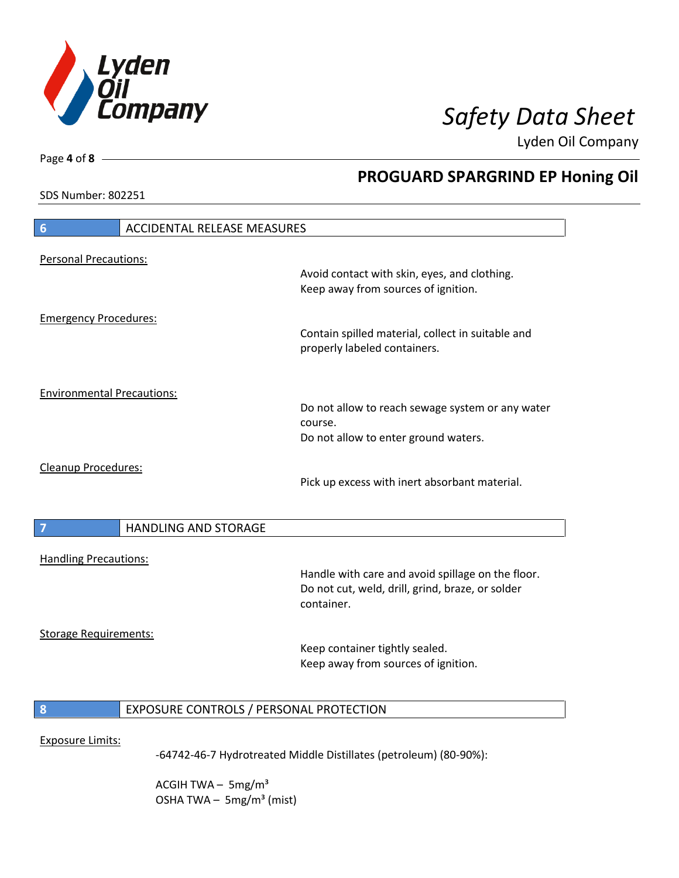## 6 ACCIDENTAL RELEASE MEASURES

Personal Precautions:

Avoid contact with skin, eyes, and clothing.
Keep away from sources of ignition.

Emergency Procedures:

Contain spilled material, collect in suitable and properly labeled containers.

Environmental Precautions:

Do not allow to reach sewage system or any water course.
Do not allow to enter ground waters.

Cleanup Procedures:

Pick up excess with inert absorbant material.

## 7 HANDLING AND STORAGE

Handling Precautions:

Handle with care and avoid spillage on the floor.
Do not cut, weld, drill, grind, braze, or solder container.

Storage Requirements:

Keep container tightly sealed.
Keep away from sources of ignition.

## 8 EXPOSURE CONTROLS / PERSONAL PROTECTION

Exposure Limits:

-64742-46-7 Hydrotreated Middle Distillates (petroleum) (80-90%):

ACGIH TWA – 5mg/m³
OSHA TWA – 5mg/m³ (mist)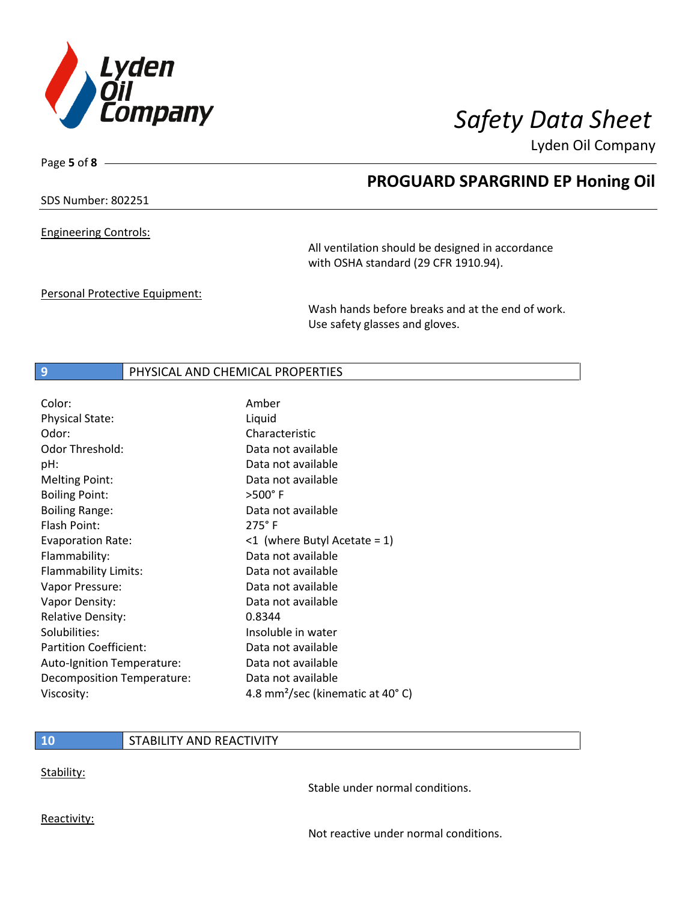**Engineering Controls:**

All ventilation should be designed in accordance with OSHA standard (29 CFR 1910.94).

**Personal Protective Equipment:**

Wash hands before breaks and at the end of work. Use safety glasses and gloves.

## 9 PHYSICAL AND CHEMICAL PROPERTIES

| Property | Value |
| --- | --- |
| Color: | Amber |
| Physical State: | Liquid |
| Odor: | Characteristic |
| Odor Threshold: | Data not available |
| pH: | Data not available |
| Melting Point: | Data not available |
| Boiling Point: | >500° F |
| Boiling Range: | Data not available |
| Flash Point: | 275° F |
| Evaporation Rate: | <1 (where Butyl Acetate = 1) |
| Flammability: | Data not available |
| Flammability Limits: | Data not available |
| Vapor Pressure: | Data not available |
| Vapor Density: | Data not available |
| Relative Density: | 0.8344 |
| Solubilities: | Insoluble in water |
| Partition Coefficient: | Data not available |
| Auto-Ignition Temperature: | Data not available |
| Decomposition Temperature: | Data not available |
| Viscosity: | 4.8 $mm^2$/sec (kinematic at 40° C) |

## 10 STABILITY AND REACTIVITY

**Stability:**

Stable under normal conditions.

**Reactivity:**

Not reactive under normal conditions.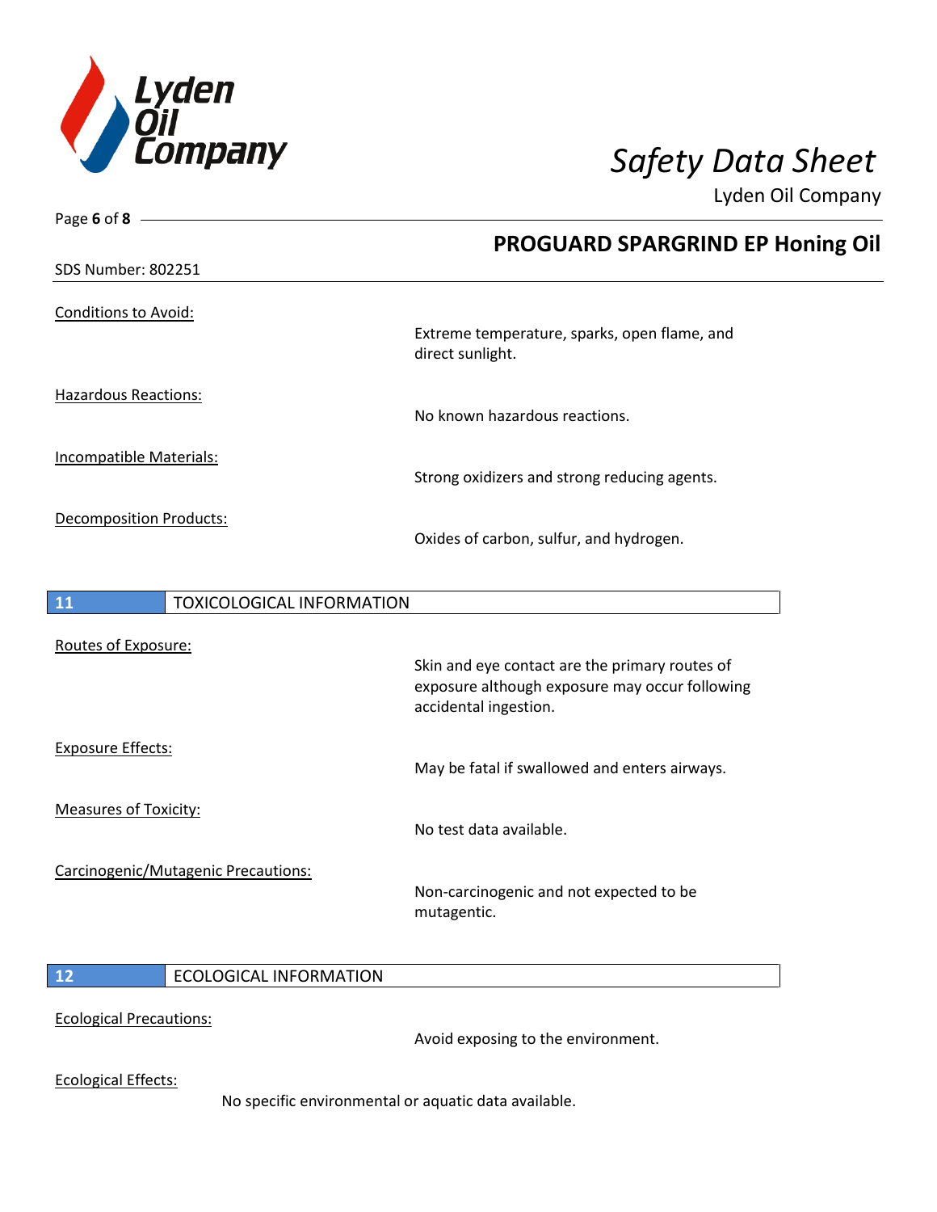Conditions to Avoid:

Extreme temperature, sparks, open flame, and direct sunlight.

Hazardous Reactions:

No known hazardous reactions.

Incompatible Materials:

Strong oxidizers and strong reducing agents.

Decomposition Products:

Oxides of carbon, sulfur, and hydrogen.

## 11 TOXICOLOGICAL INFORMATION

Routes of Exposure:

Skin and eye contact are the primary routes of exposure although exposure may occur following accidental ingestion.

Exposure Effects:

May be fatal if swallowed and enters airways.

Measures of Toxicity:

No test data available.

Carcinogenic/Mutagenic Precautions:

Non-carcinogenic and not expected to be mutagentic.

## 12 ECOLOGICAL INFORMATION

Ecological Precautions:

Avoid exposing to the environment.

Ecological Effects:

No specific environmental or aquatic data available.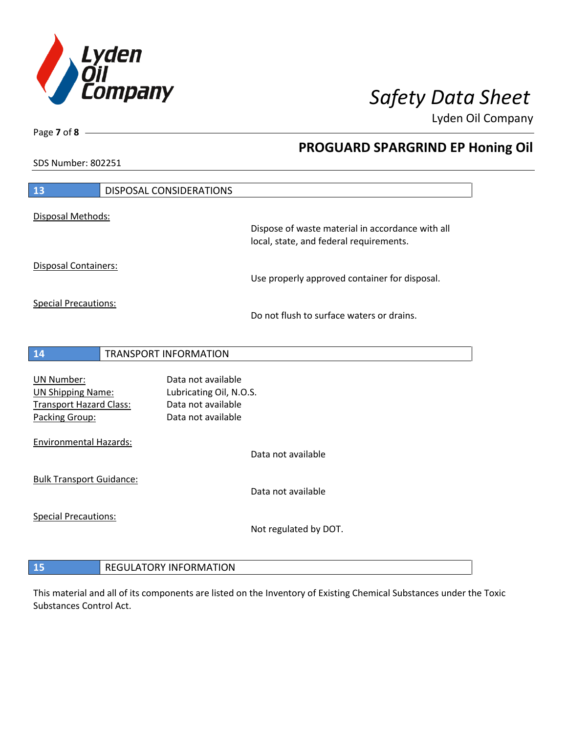## 13 DISPOSAL CONSIDERATIONS

Disposal Methods:

Dispose of waste material in accordance with all local, state, and federal requirements.

Disposal Containers:

Use properly approved container for disposal.

Special Precautions:

Do not flush to surface waters or drains.

## 14 TRANSPORT INFORMATION

| | |
|---|---|
| UN Number: | Data not available |
| UN Shipping Name: | Lubricating Oil, N.O.S. |
| Transport Hazard Class: | Data not available |
| Packing Group: | Data not available |

Environmental Hazards:

Data not available

Bulk Transport Guidance:

Data not available

Special Precautions:

Not regulated by DOT.

## 15 REGULATORY INFORMATION

This material and all of its components are listed on the Inventory of Existing Chemical Substances under the Toxic Substances Control Act.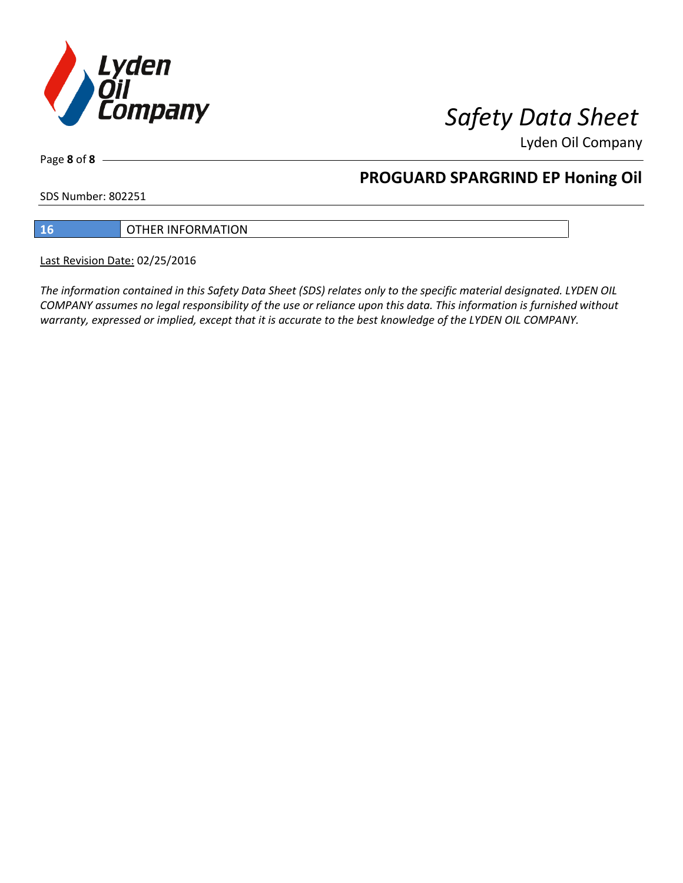## 16 OTHER INFORMATION

Last Revision Date: 02/25/2016

*The information contained in this Safety Data Sheet (SDS) relates only to the specific material designated. LYDEN OIL COMPANY assumes no legal responsibility of the use or reliance upon this data. This information is furnished without warranty, expressed or implied, except that it is accurate to the best knowledge of the LYDEN OIL COMPANY.*